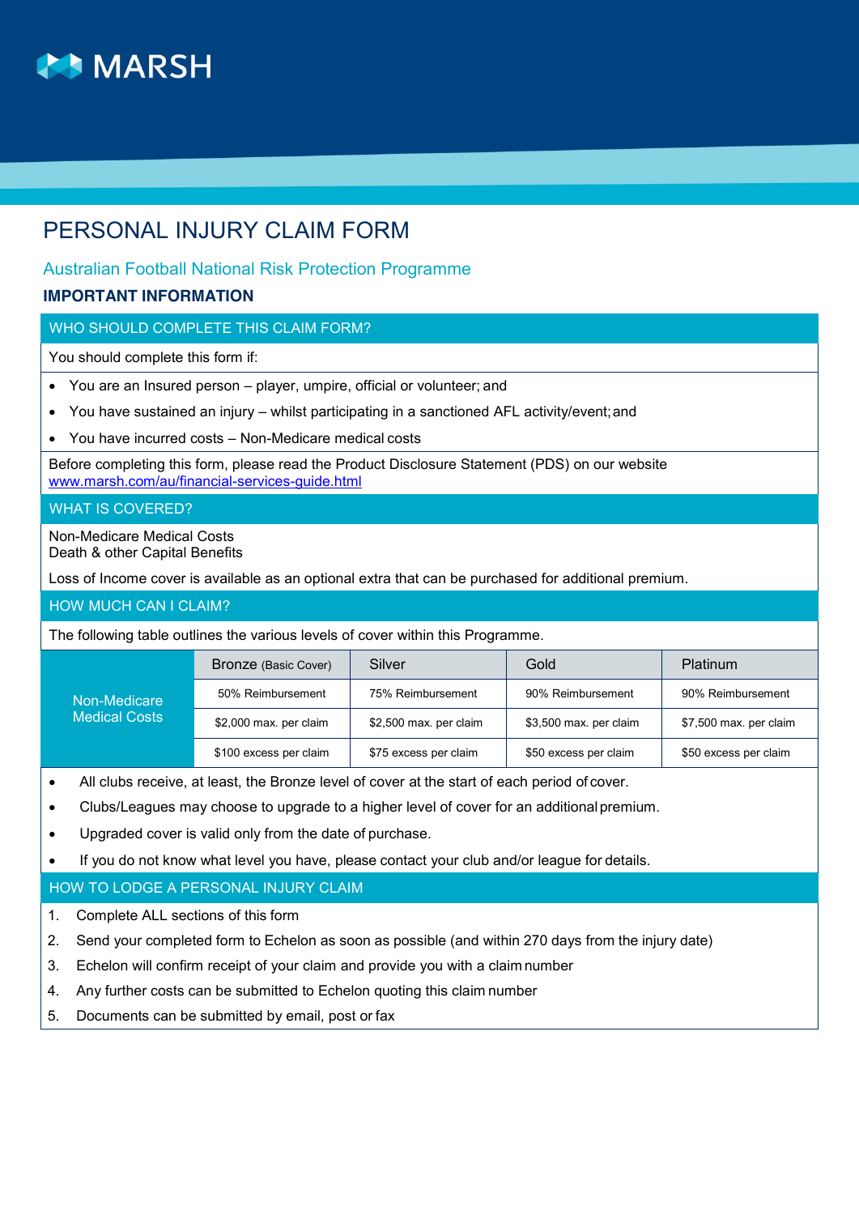MARSH

# PERSONAL INJURY CLAIM FORM

## Australian Football National Risk Protection Programme

### IMPORTANT INFORMATION

#### WHO SHOULD COMPLETE THIS CLAIM FORM?

You should complete this form if:

- You are an Insured person – player, umpire, official or volunteer; and
- You have sustained an injury – whilst participating in a sanctioned AFL activity/event; and
- You have incurred costs – Non-Medicare medical costs

Before completing this form, please read the Product Disclosure Statement (PDS) on our website [www.marsh.com/au/financial-services-guide.html](www.marsh.com/au/financial-services-guide.html)

#### WHAT IS COVERED?

Non-Medicare Medical Costs
Death & other Capital Benefits

Loss of Income cover is available as an optional extra that can be purchased for additional premium.

#### HOW MUCH CAN I CLAIM?

The following table outlines the various levels of cover within this Programme.

| | Bronze (Basic Cover) | Silver | Gold | Platinum |
|---|---|---|---|---|
| Non-Medicare Medical Costs | 50% Reimbursement | 75% Reimbursement | 90% Reimbursement | 90% Reimbursement |
| | $2,000 max. per claim | $2,500 max. per claim | $3,500 max. per claim | $7,500 max. per claim |
| | $100 excess per claim | $75 excess per claim | $50 excess per claim | $50 excess per claim |

- All clubs receive, at least, the Bronze level of cover at the start of each period of cover.
- Clubs/Leagues may choose to upgrade to a higher level of cover for an additional premium.
- Upgraded cover is valid only from the date of purchase.
- If you do not know what level you have, please contact your club and/or league for details.

#### HOW TO LODGE A PERSONAL INJURY CLAIM

1. Complete ALL sections of this form
2. Send your completed form to Echelon as soon as possible (and within 270 days from the injury date)
3. Echelon will confirm receipt of your claim and provide you with a claim number
4. Any further costs can be submitted to Echelon quoting this claim number
5. Documents can be submitted by email, post or fax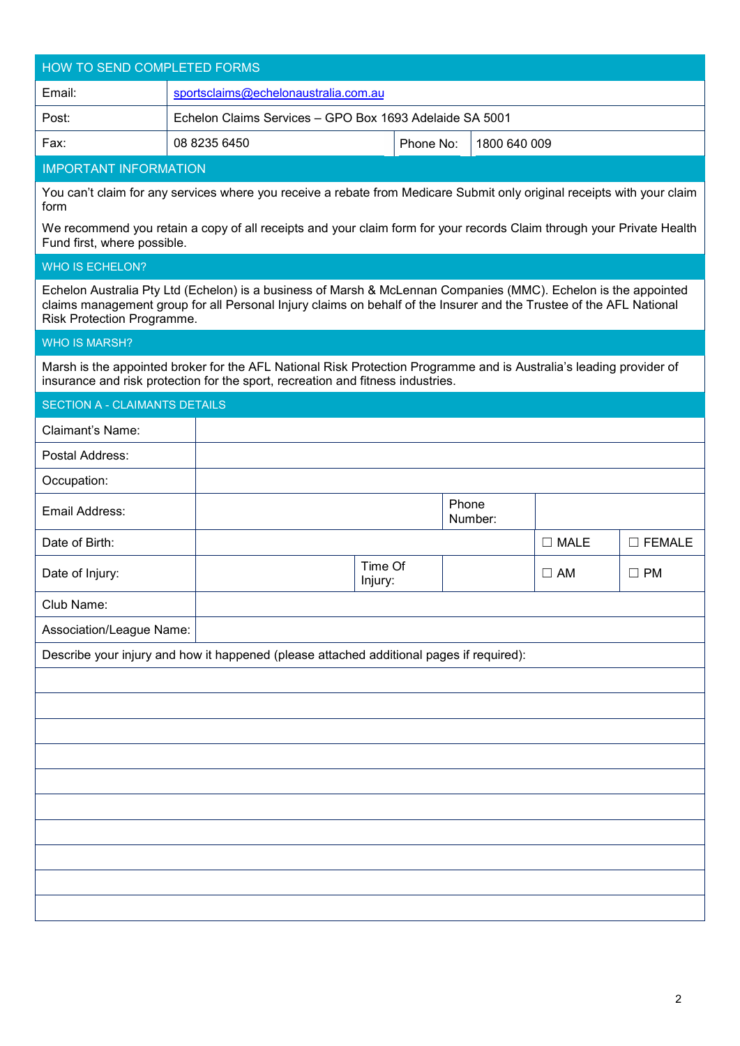## HOW TO SEND COMPLETED FORMS

| | | | |
|---|---|---|---|
| Email: | sportsclaims@echelonaustralia.com.au | | |
| Post: | Echelon Claims Services – GPO Box 1693 Adelaide SA 5001 | | |
| Fax: | 08 8235 6450 | Phone No: | 1800 640 009 |

## IMPORTANT INFORMATION

You can't claim for any services where you receive a rebate from Medicare Submit only original receipts with your claim form

We recommend you retain a copy of all receipts and your claim form for your records Claim through your Private Health Fund first, where possible.

## WHO IS ECHELON?

Echelon Australia Pty Ltd (Echelon) is a business of Marsh & McLennan Companies (MMC). Echelon is the appointed claims management group for all Personal Injury claims on behalf of the Insurer and the Trustee of the AFL National Risk Protection Programme.

## WHO IS MARSH?

Marsh is the appointed broker for the AFL National Risk Protection Programme and is Australia's leading provider of insurance and risk protection for the sport, recreation and fitness industries.

## SECTION A - CLAIMANTS DETAILS

| | | | | | |
|---|---|---|---|---|---|
| Claimant's Name: | | | | | |
| Postal Address: | | | | | |
| Occupation: | | | | | |
| Email Address: | | Phone Number: | | | |
| Date of Birth: | | | | ☐ MALE | ☐ FEMALE |
| Date of Injury: | | Time Of Injury: | | ☐ AM | ☐ PM |
| Club Name: | | | | | |
| Association/League Name: | | | | | |

Describe your injury and how it happened (please attached additional pages if required):

| |
|---|
| |
| |
| |
| |
| |
| |
| |
| |
| |
| |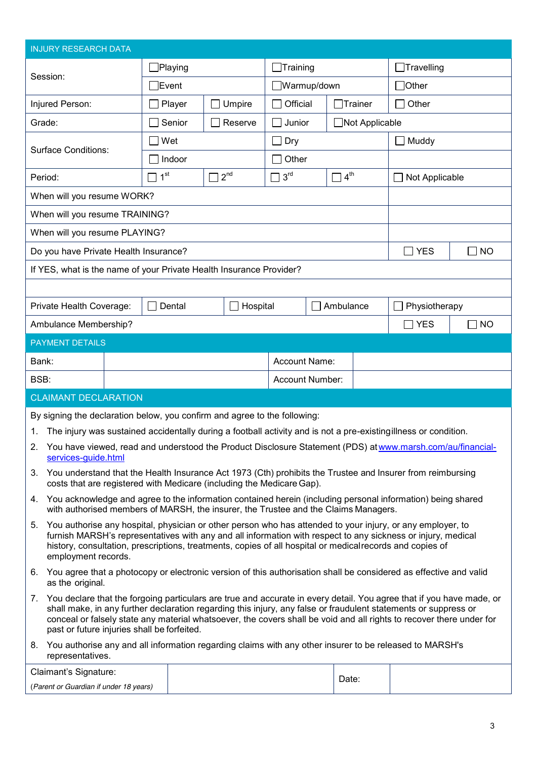## INJURY RESEARCH DATA

| | | | | | |
|---|---|---|---|---|---|
| Session: | ☐Playing | | ☐Training | | ☐Travelling |
| | ☐Event | | ☐Warmup/down | | ☐Other |
| Injured Person: | ☐ Player | ☐ Umpire | ☐ Official | ☐Trainer | ☐ Other |
| Grade: | ☐ Senior | ☐ Reserve | ☐ Junior | ☐Not Applicable | |
| Surface Conditions: | ☐ Wet | | ☐ Dry | | ☐ Muddy |
| | ☐ Indoor | | ☐ Other | | |
| Period: | ☐ 1st | ☐ 2nd | ☐ 3rd | ☐ 4th | ☐ Not Applicable |

| | | |
|---|---|---|
| When will you resume WORK? | | |
| When will you resume TRAINING? | | |
| When will you resume PLAYING? | | |
| Do you have Private Health Insurance? | ☐ YES | ☐ NO |
| If YES, what is the name of your Private Health Insurance Provider? | | |
| | | |

| | | | | |
|---|---|---|---|---|
| Private Health Coverage: | ☐ Dental | ☐ Hospital | ☐ Ambulance | ☐ Physiotherapy |

| | | |
|---|---|---|
| Ambulance Membership? | ☐ YES | ☐ NO |

## PAYMENT DETAILS

| | | | |
|---|---|---|---|
| Bank: | | Account Name: | |
| BSB: | | Account Number: | |

## CLAIMANT DECLARATION

By signing the declaration below, you confirm and agree to the following:

1. The injury was sustained accidentally during a football activity and is not a pre-existing illness or condition.
2. You have viewed, read and understood the Product Disclosure Statement (PDS) at www.marsh.com/au/financial-services-guide.html
3. You understand that the Health Insurance Act 1973 (Cth) prohibits the Trustee and Insurer from reimbursing costs that are registered with Medicare (including the Medicare Gap).
4. You acknowledge and agree to the information contained herein (including personal information) being shared with authorised members of MARSH, the insurer, the Trustee and the Claims Managers.
5. You authorise any hospital, physician or other person who has attended to your injury, or any employer, to furnish MARSH's representatives with any and all information with respect to any sickness or injury, medical history, consultation, prescriptions, treatments, copies of all hospital or medical records and copies of employment records.
6. You agree that a photocopy or electronic version of this authorisation shall be considered as effective and valid as the original.
7. You declare that the forgoing particulars are true and accurate in every detail. You agree that if you have made, or shall make, in any further declaration regarding this injury, any false or fraudulent statements or suppress or conceal or falsely state any material whatsoever, the covers shall be void and all rights to recover there under for past or future injuries shall be forfeited.
8. You authorise any and all information regarding claims with any other insurer to be released to MARSH's representatives.

| | | | |
|---|---|---|---|
| Claimant's Signature: *(Parent or Guardian if under 18 years)* | | Date: | |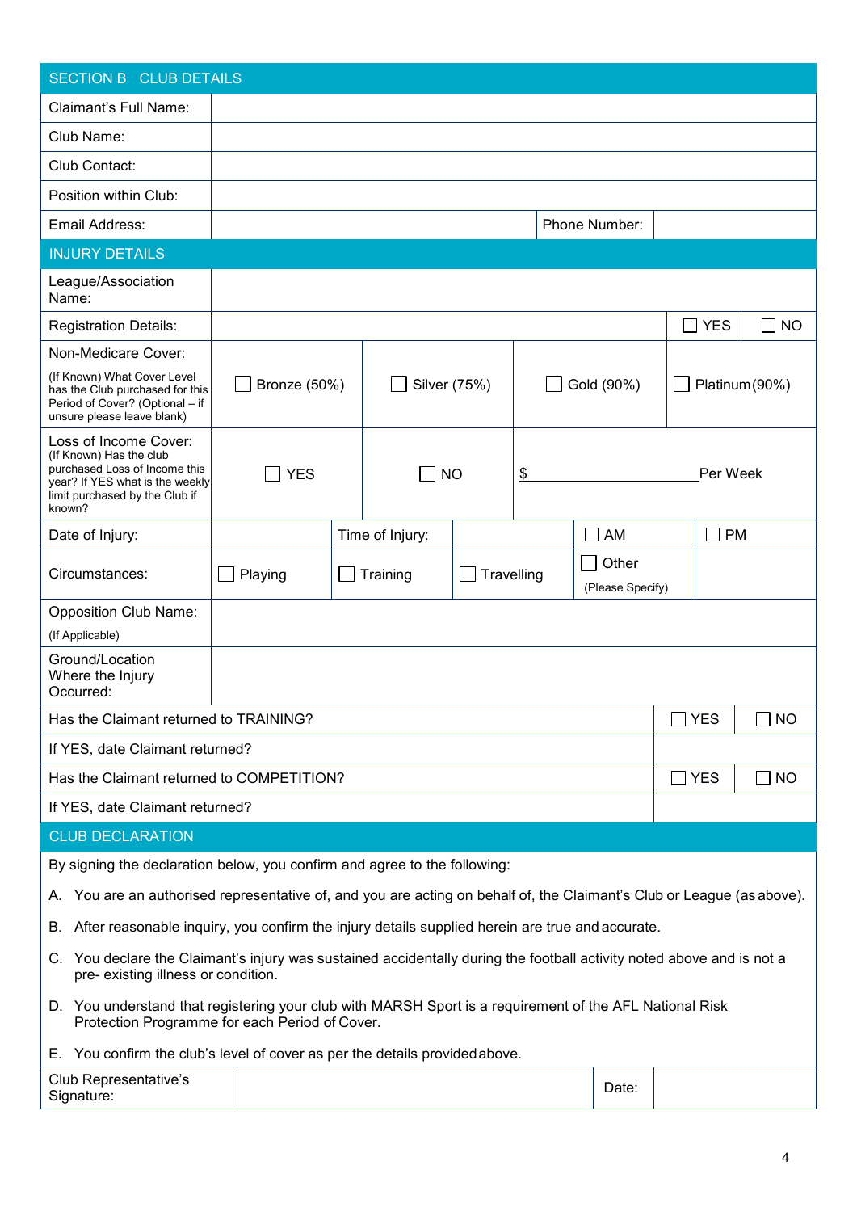## SECTION B CLUB DETAILS

| | | | |
|---|---|---|---|
| Claimant's Full Name: | | | |
| Club Name: | | | |
| Club Contact: | | | |
| Position within Club: | | | |
| Email Address: | | Phone Number: | |

## INJURY DETAILS

| | | | | | |
|---|---|---|---|---|---|
| League/Association Name: | | | | | |
| Registration Details: | | | | ☐ YES | ☐ NO |
| Non-Medicare Cover: (If Known) What Cover Level has the Club purchased for this Period of Cover? (Optional – if unsure please leave blank) | ☐ Bronze (50%) | ☐ Silver (75%) | ☐ Gold (90%) | ☐ Platinum (90%) | |
| Loss of Income Cover: (If Known) Has the club purchased Loss of Income this year? If YES what is the weekly limit purchased by the Club if known? | ☐ YES | ☐ NO | $ ________ Per Week | | |
| Date of Injury: | | Time of Injury: | | ☐ AM | ☐ PM |
| Circumstances: | ☐ Playing | ☐ Training | ☐ Travelling | ☐ Other (Please Specify) | |
| Opposition Club Name: (If Applicable) | | | | | |
| Ground/Location Where the Injury Occurred: | | | | | |
| Has the Claimant returned to TRAINING? | | | | ☐ YES | ☐ NO |
| If YES, date Claimant returned? | | | | | |
| Has the Claimant returned to COMPETITION? | | | | ☐ YES | ☐ NO |
| If YES, date Claimant returned? | | | | | |

## CLUB DECLARATION

By signing the declaration below, you confirm and agree to the following:

A. You are an authorised representative of, and you are acting on behalf of, the Claimant's Club or League (as above).

B. After reasonable inquiry, you confirm the injury details supplied herein are true and accurate.

C. You declare the Claimant's injury was sustained accidentally during the football activity noted above and is not a pre- existing illness or condition.

D. You understand that registering your club with MARSH Sport is a requirement of the AFL National Risk Protection Programme for each Period of Cover.

E. You confirm the club's level of cover as per the details provided above.

| | | | |
|---|---|---|---|
| Club Representative's Signature: | | Date: | |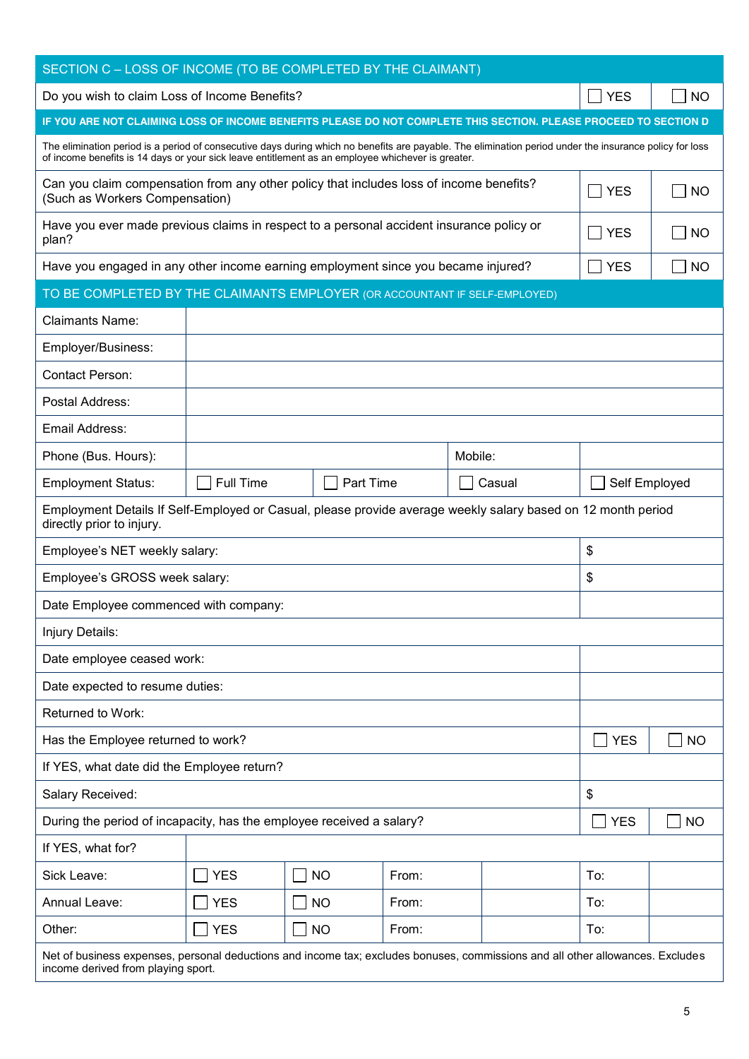## SECTION C – LOSS OF INCOME (TO BE COMPLETED BY THE CLAIMANT)

| Do you wish to claim Loss of Income Benefits? | ☐ YES | ☐ NO |
|---|---|---|

**IF YOU ARE NOT CLAIMING LOSS OF INCOME BENEFITS PLEASE DO NOT COMPLETE THIS SECTION. PLEASE PROCEED TO SECTION D**

The elimination period is a period of consecutive days during which no benefits are payable. The elimination period under the insurance policy for loss of income benefits is 14 days or your sick leave entitlement as an employee whichever is greater.

| Question | | |
|---|---|---|
| Can you claim compensation from any other policy that includes loss of income benefits? (Such as Workers Compensation) | ☐ YES | ☐ NO |
| Have you ever made previous claims in respect to a personal accident insurance policy or plan? | ☐ YES | ☐ NO |
| Have you engaged in any other income earning employment since you became injured? | ☐ YES | ☐ NO |

## TO BE COMPLETED BY THE CLAIMANTS EMPLOYER (OR ACCOUNTANT IF SELF-EMPLOYED)

| | | | | | | |
|---|---|---|---|---|---|---|
| Claimants Name: | | | | | | |
| Employer/Business: | | | | | | |
| Contact Person: | | | | | | |
| Postal Address: | | | | | | |
| Email Address: | | | | | | |
| Phone (Bus. Hours): | | | | Mobile: | | |
| Employment Status: | ☐ Full Time | | ☐ Part Time | ☐ Casual | ☐ Self Employed | |
| Employment Details If Self-Employed or Casual, please provide average weekly salary based on 12 month period directly prior to injury. | | | | | | |
| Employee's NET weekly salary: | | | | | $ | |
| Employee's GROSS week salary: | | | | | $ | |
| Date Employee commenced with company: | | | | | | |
| Injury Details: | | | | | | |
| Date employee ceased work: | | | | | | |
| Date expected to resume duties: | | | | | | |
| Returned to Work: | | | | | | |
| Has the Employee returned to work? | | | | | ☐ YES | ☐ NO |
| If YES, what date did the Employee return? | | | | | | |
| Salary Received: | | | | | $ | |
| During the period of incapacity, has the employee received a salary? | | | | | ☐ YES | ☐ NO |
| If YES, what for? | | | | | | |
| Sick Leave: | ☐ YES | ☐ NO | From: | | To: | |
| Annual Leave: | ☐ YES | ☐ NO | From: | | To: | |
| Other: | ☐ YES | ☐ NO | From: | | To: | |

Net of business expenses, personal deductions and income tax; excludes bonuses, commissions and all other allowances. Excludes income derived from playing sport.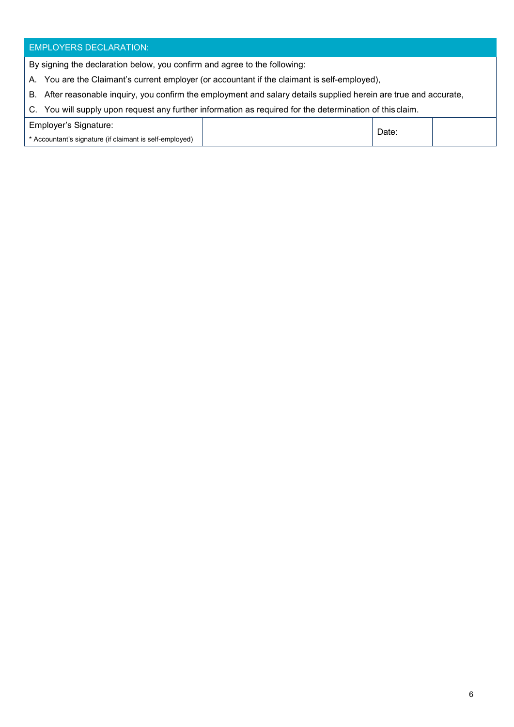## EMPLOYERS DECLARATION:

By signing the declaration below, you confirm and agree to the following:

A. You are the Claimant's current employer (or accountant if the claimant is self-employed),

B. After reasonable inquiry, you confirm the employment and salary details supplied herein are true and accurate,

C. You will supply upon request any further information as required for the determination of this claim.

| Employer's Signature:<br>* Accountant's signature (if claimant is self-employed) | | Date: | |
|---|---|---|---|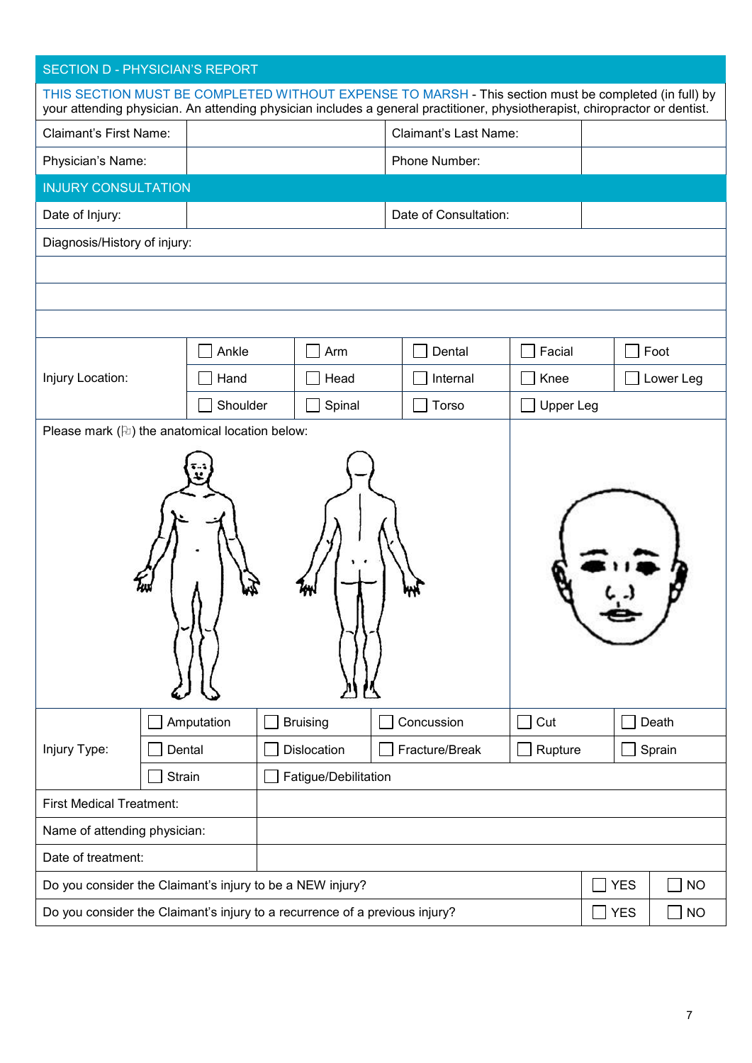## SECTION D - PHYSICIAN'S REPORT

THIS SECTION MUST BE COMPLETED WITHOUT EXPENSE TO MARSH - This section must be completed (in full) by your attending physician. An attending physician includes a general practitioner, physiotherapist, chiropractor or dentist.

| | | | |
|---|---|---|---|
| Claimant's First Name: | | Claimant's Last Name: | |
| Physician's Name: | | Phone Number: | |

### INJURY CONSULTATION

| | | | |
|---|---|---|---|
| Date of Injury: | | Date of Consultation: | |

Diagnosis/History of injury:

| |
|---|
| |
| |
| |

| Injury Location: | | | | | |
|---|---|---|---|---|---|
| | ☐ Ankle | ☐ Arm | ☐ Dental | ☐ Facial | ☐ Foot |
| | ☐ Hand | ☐ Head | ☐ Internal | ☐ Knee | ☐ Lower Leg |
| | ☐ Shoulder | ☐ Spinal | ☐ Torso | ☐ Upper Leg | |

Please mark (☒) the anatomical location below:

| Injury Type: | | | | | |
|---|---|---|---|---|---|
| | ☐ Amputation | ☐ Bruising | ☐ Concussion | ☐ Cut | ☐ Death |
| | ☐ Dental | ☐ Dislocation | ☐ Fracture/Break | ☐ Rupture | ☐ Sprain |
| | ☐ Strain | ☐ Fatigue/Debilitation | | | |

| | |
|---|---|
| First Medical Treatment: | |
| Name of attending physician: | |
| Date of treatment: | |

| | | |
|---|---|---|
| Do you consider the Claimant's injury to be a NEW injury? | ☐ YES | ☐ NO |
| Do you consider the Claimant's injury to a recurrence of a previous injury? | ☐ YES | ☐ NO |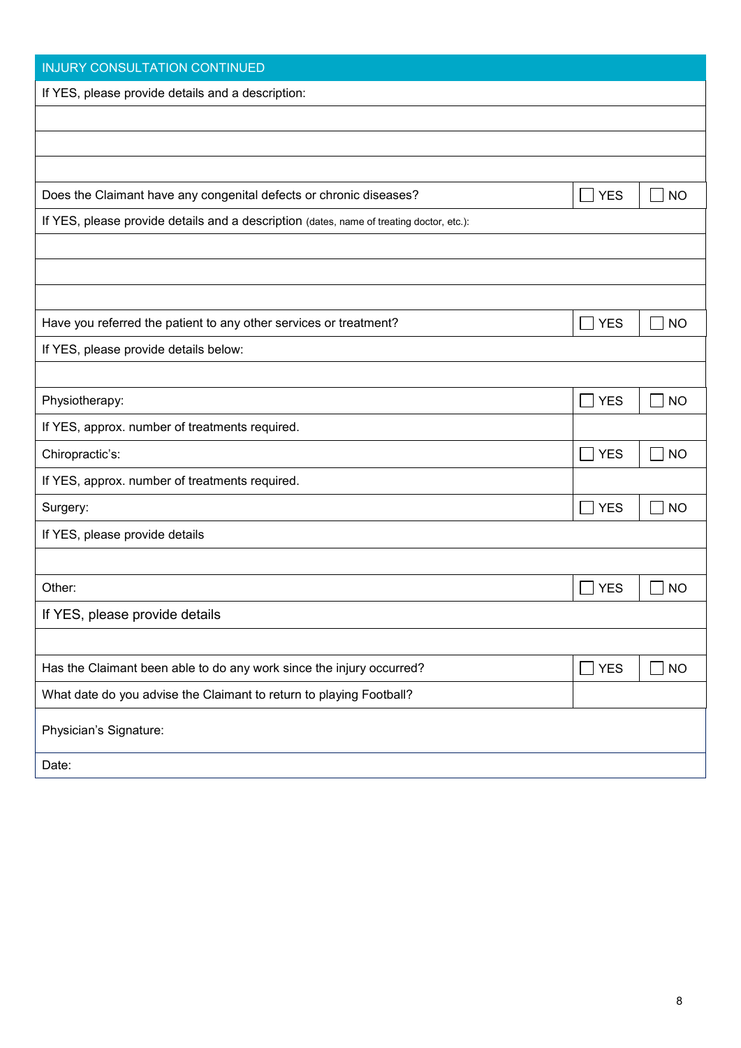## INJURY CONSULTATION CONTINUED

| | | |
|---|---|---|
| If YES, please provide details and a description: | | |
| | | |
| | | |
| | | |
| Does the Claimant have any congenital defects or chronic diseases? | ☐ YES | ☐ NO |
| If YES, please provide details and a description (dates, name of treating doctor, etc.): | | |
| | | |
| | | |
| | | |
| Have you referred the patient to any other services or treatment? | ☐ YES | ☐ NO |
| If YES, please provide details below: | | |
| | | |
| Physiotherapy: | ☐ YES | ☐ NO |
| If YES, approx. number of treatments required. | | |
| Chiropractic's: | ☐ YES | ☐ NO |
| If YES, approx. number of treatments required. | | |
| Surgery: | ☐ YES | ☐ NO |
| If YES, please provide details | | |
| | | |
| Other: | ☐ YES | ☐ NO |
| If YES, please provide details | | |
| | | |
| Has the Claimant been able to do any work since the injury occurred? | ☐ YES | ☐ NO |
| What date do you advise the Claimant to return to playing Football? | | |
| Physician's Signature: | | |
| Date: | | |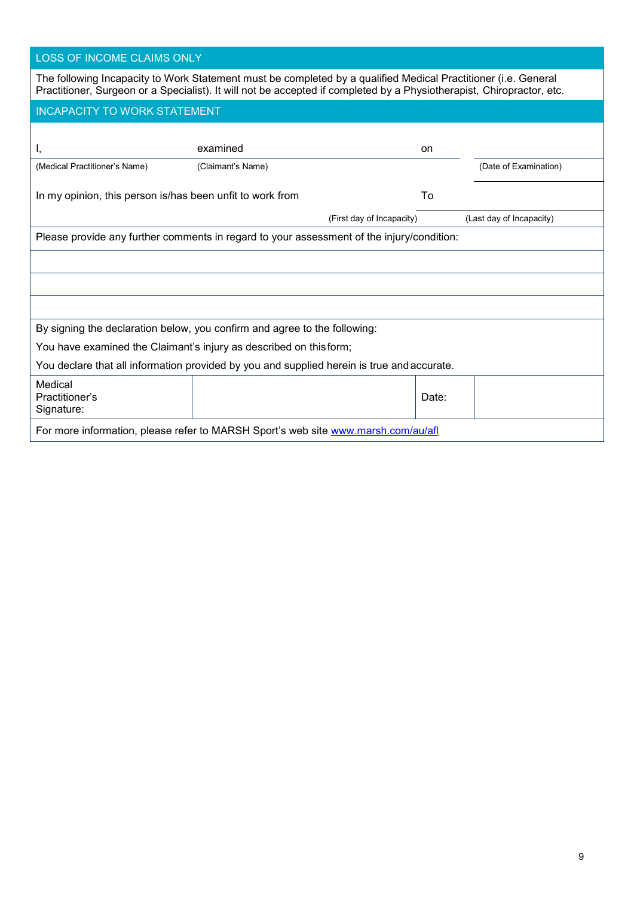## LOSS OF INCOME CLAIMS ONLY

The following Incapacity to Work Statement must be completed by a qualified Medical Practitioner (i.e. General Practitioner, Surgeon or a Specialist). It will not be accepted if completed by a Physiotherapist, Chiropractor, etc.

## INCAPACITY TO WORK STATEMENT

I, \_\_\_\_\_\_\_\_\_\_\_\_\_\_\_\_ examined \_\_\_\_\_\_\_\_\_\_\_\_\_\_\_\_ on \_\_\_\_\_\_\_\_\_\_\_\_\_\_\_\_

(Medical Practitioner's Name) (Claimant's Name) (Date of Examination)

In my opinion, this person is/has been unfit to work from \_\_\_\_\_\_\_\_\_\_\_\_\_\_\_\_ To \_\_\_\_\_\_\_\_\_\_\_\_\_\_\_\_

(First day of Incapacity) (Last day of Incapacity)

Please provide any further comments in regard to your assessment of the injury/condition:

&nbsp;

&nbsp;

&nbsp;

By signing the declaration below, you confirm and agree to the following:

You have examined the Claimant's injury as described on this form;

You declare that all information provided by you and supplied herein is true and accurate.

| Medical Practitioner's Signature: | | Date: | |
|---|---|---|---|

For more information, please refer to MARSH Sport's web site [www.marsh.com/au/afl](www.marsh.com/au/afl)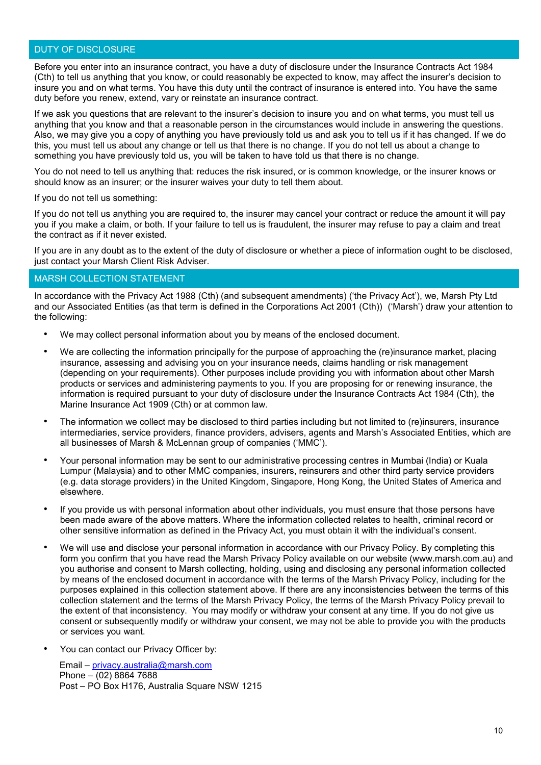## DUTY OF DISCLOSURE

Before you enter into an insurance contract, you have a duty of disclosure under the Insurance Contracts Act 1984 (Cth) to tell us anything that you know, or could reasonably be expected to know, may affect the insurer's decision to insure you and on what terms. You have this duty until the contract of insurance is entered into. You have the same duty before you renew, extend, vary or reinstate an insurance contract.

If we ask you questions that are relevant to the insurer's decision to insure you and on what terms, you must tell us anything that you know and that a reasonable person in the circumstances would include in answering the questions. Also, we may give you a copy of anything you have previously told us and ask you to tell us if it has changed. If we do this, you must tell us about any change or tell us that there is no change. If you do not tell us about a change to something you have previously told us, you will be taken to have told us that there is no change.

You do not need to tell us anything that: reduces the risk insured, or is common knowledge, or the insurer knows or should know as an insurer; or the insurer waives your duty to tell them about.

If you do not tell us something:

If you do not tell us anything you are required to, the insurer may cancel your contract or reduce the amount it will pay you if you make a claim, or both. If your failure to tell us is fraudulent, the insurer may refuse to pay a claim and treat the contract as if it never existed.

If you are in any doubt as to the extent of the duty of disclosure or whether a piece of information ought to be disclosed, just contact your Marsh Client Risk Adviser.

## MARSH COLLECTION STATEMENT

In accordance with the Privacy Act 1988 (Cth) (and subsequent amendments) ('the Privacy Act'), we, Marsh Pty Ltd and our Associated Entities (as that term is defined in the Corporations Act 2001 (Cth)) ('Marsh') draw your attention to the following:

- We may collect personal information about you by means of the enclosed document.
- We are collecting the information principally for the purpose of approaching the (re)insurance market, placing insurance, assessing and advising you on your insurance needs, claims handling or risk management (depending on your requirements). Other purposes include providing you with information about other Marsh products or services and administering payments to you. If you are proposing for or renewing insurance, the information is required pursuant to your duty of disclosure under the Insurance Contracts Act 1984 (Cth), the Marine Insurance Act 1909 (Cth) or at common law.
- The information we collect may be disclosed to third parties including but not limited to (re)insurers, insurance intermediaries, service providers, finance providers, advisers, agents and Marsh's Associated Entities, which are all businesses of Marsh & McLennan group of companies ('MMC').
- Your personal information may be sent to our administrative processing centres in Mumbai (India) or Kuala Lumpur (Malaysia) and to other MMC companies, insurers, reinsurers and other third party service providers (e.g. data storage providers) in the United Kingdom, Singapore, Hong Kong, the United States of America and elsewhere.
- If you provide us with personal information about other individuals, you must ensure that those persons have been made aware of the above matters. Where the information collected relates to health, criminal record or other sensitive information as defined in the Privacy Act, you must obtain it with the individual's consent.
- We will use and disclose your personal information in accordance with our Privacy Policy. By completing this form you confirm that you have read the Marsh Privacy Policy available on our website (www.marsh.com.au) and you authorise and consent to Marsh collecting, holding, using and disclosing any personal information collected by means of the enclosed document in accordance with the terms of the Marsh Privacy Policy, including for the purposes explained in this collection statement above. If there are any inconsistencies between the terms of this collection statement and the terms of the Marsh Privacy Policy, the terms of the Marsh Privacy Policy prevail to the extent of that inconsistency. You may modify or withdraw your consent at any time. If you do not give us consent or subsequently modify or withdraw your consent, we may not be able to provide you with the products or services you want.
- You can contact our Privacy Officer by:

  Email – privacy.australia@marsh.com
  Phone – (02) 8864 7688
  Post – PO Box H176, Australia Square NSW 1215